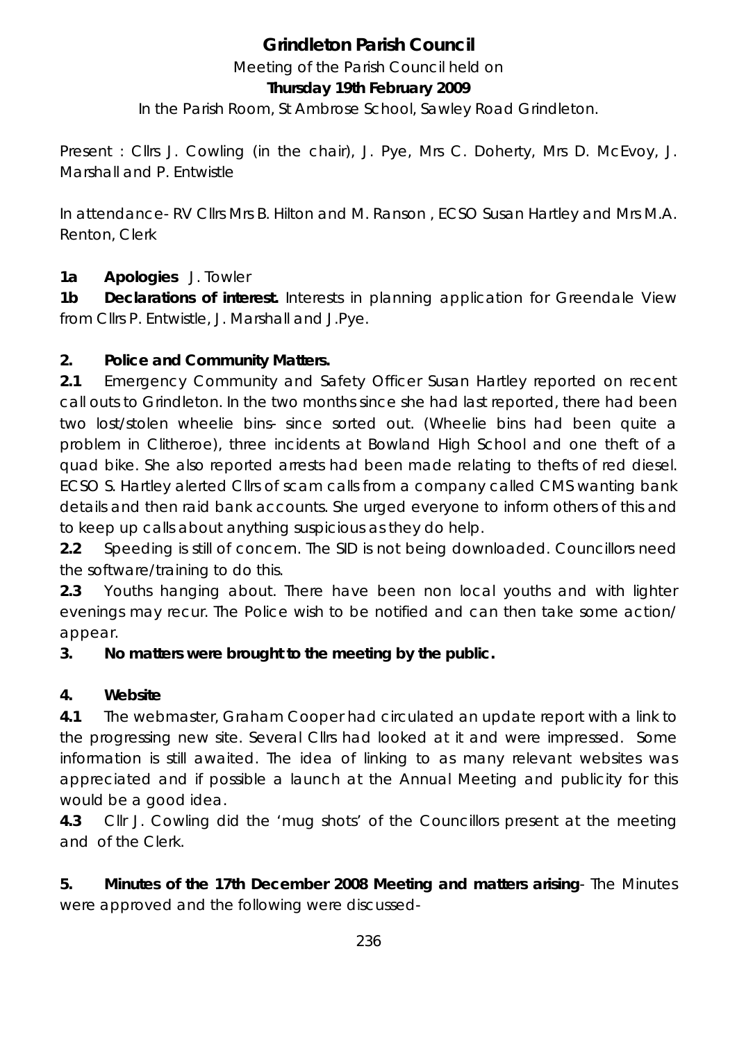# Grindleton Parish Council

Meeting of the Parish Council held on

**Thursday 19th February 2009**

In the Parish Room, St Ambrose School, Sawley Road Grindleton.

Present : Cllrs J. Cowling (in the chair), J. Pye, Mrs C. Doherty, Mrs D. McEvoy, J. Marshall and P. Entwistle

In attendance- RV Cllrs Mrs B. Hilton and M. Ranson , ECSO Susan Hartley and Mrs M.A. Renton, Clerk

**1a Apologies** J. Towler

**1b Declarations of interest.** Interests in planning application for Greendale View from Cllrs P. Entwistle, J. Marshall and J.Pye.

**2. Police and Community Matters.**

**2.1** Emergency Community and Safety Officer Susan Hartley reported on recent call outs to Grindleton. In the two months since she had last reported, there had been two lost/stolen wheelie bins- since sorted out. (Wheelie bins had been quite a problem in Clitheroe), three incidents at Bowland High School and one theft of a quad bike. She also reported arrests had been made relating to thefts of red diesel. ECSO S. Hartley alerted Cllrs of scam calls from a company called CMS wanting bank details and then raid bank accounts. She urged everyone to inform others of this and to keep up calls about anything suspicious as they do help.

**2.2** Speeding is still of concern. The SID is not being downloaded. Councillors need the software/training to do this.

**2.3** Youths hanging about. There have been non local youths and with lighter evenings may recur. The Police wish to be notified and can then take some action/ appear.

**3. No matters were brought to the meeting by the public.**

**4. Website**

**4.1** The webmaster, Graham Cooper had circulated an update report with a link to the progressing new site. Several Cllrs had looked at it and were impressed. Some information is still awaited. The idea of linking to as many relevant websites was appreciated and if possible a launch at the Annual Meeting and publicity for this would be a good idea.

**4.3** Cllr J. Cowling did the 'mug shots' of the Councillors present at the meeting and of the Clerk.

**5. Minutes of the 17th December 2008 Meeting and matters arising**- The Minutes were approved and the following were discussed-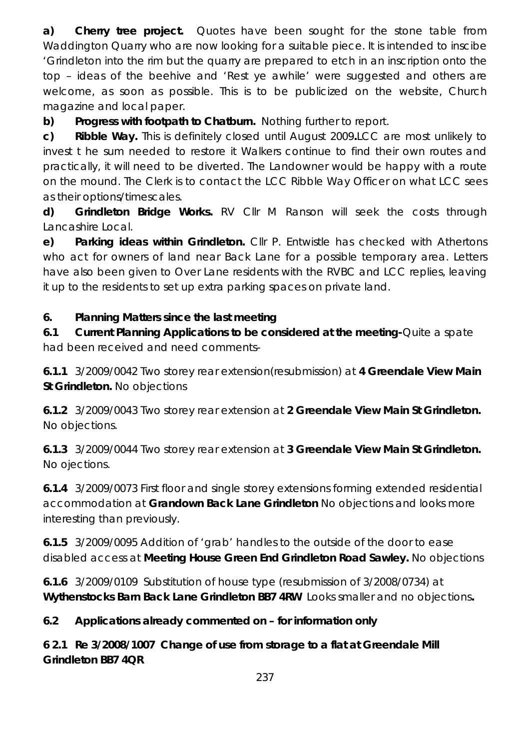**a) Cherry tree project.** Quotes have been sought for the stone table from Waddington Quarry who are now looking for a suitable piece. It is intended to inscibe 'Grindleton into the rim but the quarry are prepared to etch in an inscription onto the top – ideas of the beehive and 'Rest ye awhile' were suggested and others are welcome, as soon as possible. This is to be publicized on the website, Church magazine and local paper.

**b) Progress with footpath to Chatburn.** Nothing further to report.

**c) Ribble Way.** This is definitely closed until August 2009**.**LCC are most unlikely to invest t he sum needed to restore it Walkers continue to find their own routes and practically, it will need to be diverted. The Landowner would be happy with a route on the mound. The Clerk is to contact the LCC Ribble Way Officer on what LCC sees as their options/timescales.

**d) Grindleton Bridge Works.** RV Cllr M Ranson will seek the costs through Lancashire Local.

**e) Parking ideas within Grindleton.** Cllr P. Entwistle has checked with Athertons who act for owners of land near Back Lane for a possible temporary area. Letters have also been given to Over Lane residents with the RVBC and LCC replies, leaving it up to the residents to set up extra parking spaces on private land.

**6. Planning Matters since the last meeting**

**6.1 Current Planning Applications to be considered at the meeting-**Quite a spate had been received and need comments-

**6.1.1** 3/2009/0042 Two storey rear extension(resubmission) at **4 Greendale View Main St Grindleton.** No objections

**6.1.2** 3/2009/0043 Two storey rear extension at **2 Greendale View Main St Grindleton.** No objections.

**6.1.3** 3/2009/0044 Two storey rear extension at **3 Greendale View Main St Grindleton.** No ojections.

**6.1.4** 3/2009/0073 First floor and single storey extensions forming extended residential accommodation at **Grandown Back Lane Grindleton** No objections and looks more interesting than previously.

**6.1.5** 3/2009/0095 Addition of 'grab' handles to the outside of the door to ease disabled access at **Meeting House Green End Grindleton Road Sawley.** No objections

**6.1.6** 3/2009/0109 Substitution of house type (resubmission of 3/2008/0734) at **Wythenstocks Barn Back Lane Grindleton BB7 4RW** Looks smaller and no objections**.**

**6.2 Applications already commented on – for information only**

**6 2.1 Re 3/2008/1007 Change of use from storage to a flat at Greendale Mill Grindleton BB7 4QR**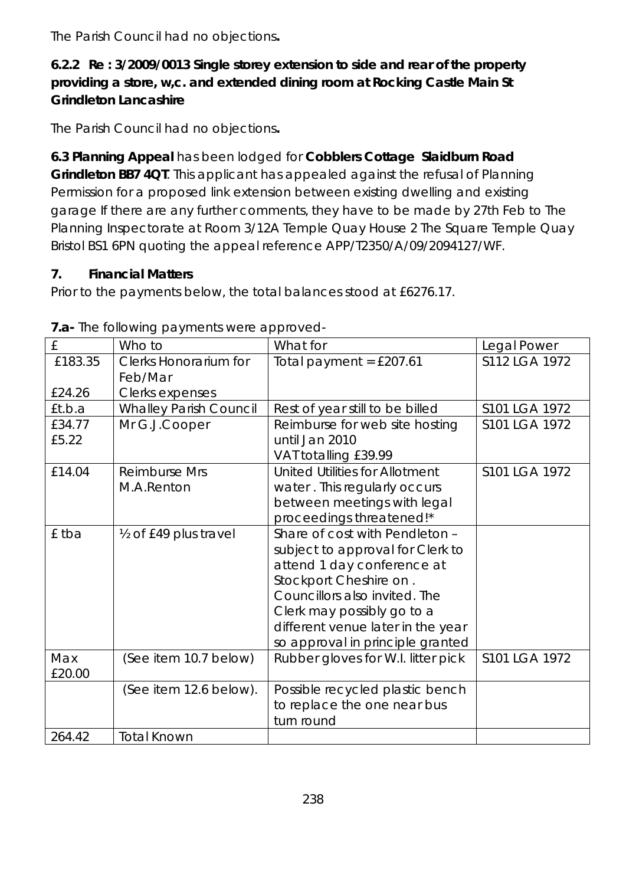The Parish Council had no objections**.**

**6.2.2 Re : 3/2009/0013 Single storey extension to side and rear of the property providing a store, w,c. and extended dining room at Rocking Castle Main St Grindleton Lancashire**

The Parish Council had no objections**.**

**6.3 Planning Appeal** has been lodged for **Cobblers Cottage Slaidburn Road Grindleton BB7 4QT**. This applicant has appealed against the refusal of Planning Permission for a proposed link extension between existing dwelling and existing garage If there are any further comments, they have to be made by 27th Feb to The Planning Inspectorate at Room 3/12A Temple Quay House 2 The Square Temple Quay Bristol BS1 6PN quoting the appeal reference APP/T2350/A/09/2094127/WF.

**7. Financial Matters**

Prior to the payments below, the total balances stood at £6276.17.

**7.a-** The following payments were approved-

| £ | Who to | What for | Legal Power |
|---|---|---|---|
| £183.35<br><br>£24.26 | Clerks Honorarium for Feb/Mar<br>Clerks expenses | Total payment = £207.61 | S112 LGA 1972 |
| £t.b.a | Whalley Parish Council | Rest of year still to be billed | S101 LGA 1972 |
| £34.77<br>£5.22 | Mr G.J.Cooper | Reimburse for web site hosting until Jan 2010<br>VAT totalling £39.99 | S101 LGA 1972 |
| £14.04 | Reimburse Mrs M.A.Renton | United Utilities for Allotment water . This regularly occurs between meetings with legal proceedings threatened!* | S101 LGA 1972 |
| £ tba | ½ of £49 plus travel | Share of cost with Pendleton – subject to approval for Clerk to attend 1 day conference at Stockport Cheshire on . Councillors also invited. The Clerk may possibly go to a different venue later in the year so approval in principle granted | |
| Max £20.00 | (See item 10.7 below) | Rubber gloves for W.I. litter pick | S101 LGA 1972 |
| | (See item 12.6 below). | Possible recycled plastic bench to replace the one near bus turn round | |
| 264.42 | Total Known | | |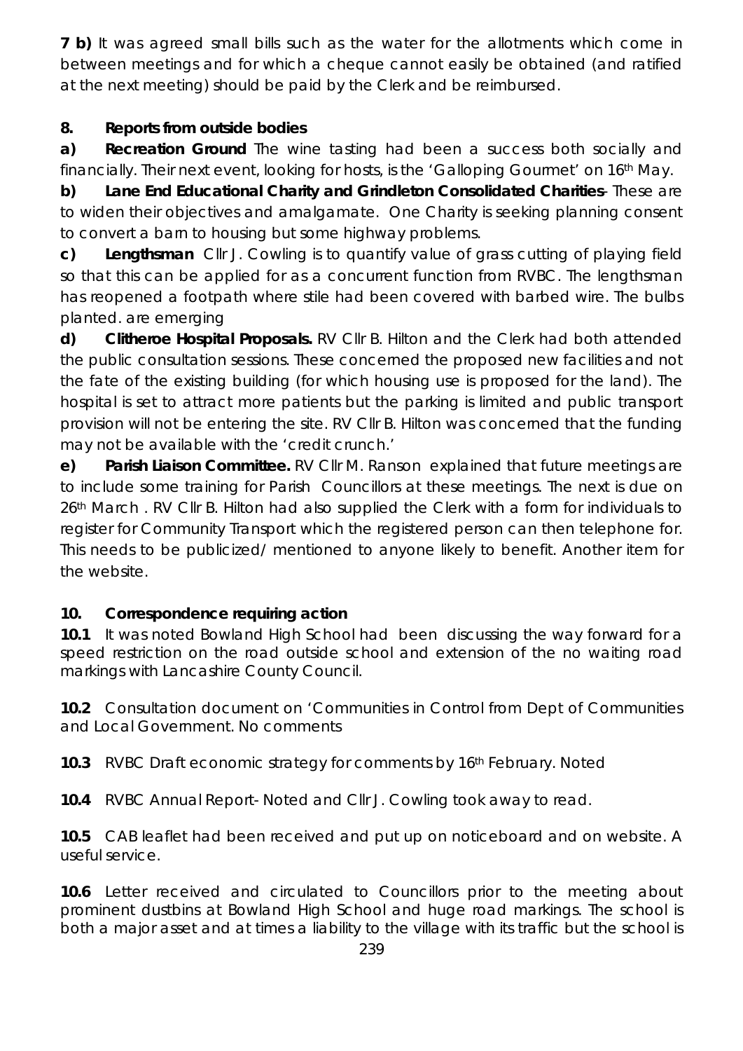**7 b)** It was agreed small bills such as the water for the allotments which come in between meetings and for which a cheque cannot easily be obtained (and ratified at the next meeting) should be paid by the Clerk and be reimbursed.

**8. Reports from outside bodies**

**a) Recreation Ground** The wine tasting had been a success both socially and financially. Their next event, looking for hosts, is the 'Galloping Gourmet' on 16th May.

**b) Lane End Educational Charity and Grindleton Consolidated Charities**- These are to widen their objectives and amalgamate. One Charity is seeking planning consent to convert a barn to housing but some highway problems.

**c) Lengthsman** Cllr J. Cowling is to quantify value of grass cutting of playing field so that this can be applied for as a concurrent function from RVBC. The lengthsman has reopened a footpath where stile had been covered with barbed wire. The bulbs planted. are emerging

**d) Clitheroe Hospital Proposals.** RV Cllr B. Hilton and the Clerk had both attended the public consultation sessions. These concerned the proposed new facilities and not the fate of the existing building (for which housing use is proposed for the land). The hospital is set to attract more patients but the parking is limited and public transport provision will not be entering the site. RV Cllr B. Hilton was concerned that the funding may not be available with the 'credit crunch.'

**e) Parish Liaison Committee.** RV Cllr M. Ranson explained that future meetings are to include some training for Parish Councillors at these meetings. The next is due on 26th March . RV Cllr B. Hilton had also supplied the Clerk with a form for individuals to register for Community Transport which the registered person can then telephone for. This needs to be publicized/ mentioned to anyone likely to benefit. Another item for the website.

**10. Correspondence requiring action**

**10.1** It was noted Bowland High School had been discussing the way forward for a speed restriction on the road outside school and extension of the no waiting road markings with Lancashire County Council.

**10.2** Consultation document on 'Communities in Control from Dept of Communities and Local Government. No comments

**10.3** RVBC Draft economic strategy for comments by 16th February. Noted

**10.4** RVBC Annual Report- Noted and Cllr J. Cowling took away to read.

**10.5** CAB leaflet had been received and put up on noticeboard and on website. A useful service.

**10.6** Letter received and circulated to Councillors prior to the meeting about prominent dustbins at Bowland High School and huge road markings. The school is both a major asset and at times a liability to the village with its traffic but the school is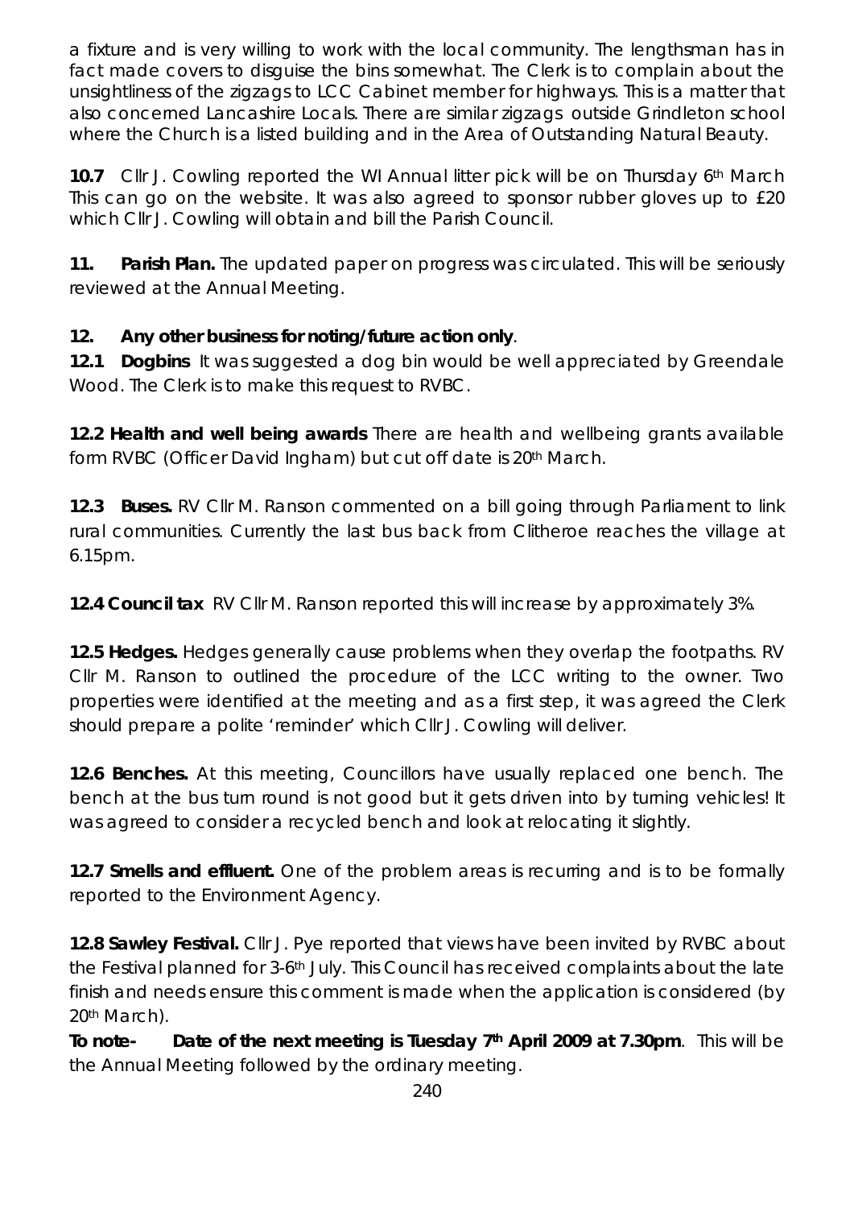a fixture and is very willing to work with the local community. The lengthsman has in fact made covers to disguise the bins somewhat. The Clerk is to complain about the unsightliness of the zigzags to LCC Cabinet member for highways. This is a matter that also concerned Lancashire Locals. There are similar zigzags outside Grindleton school where the Church is a listed building and in the Area of Outstanding Natural Beauty.

**10.7** Cllr J. Cowling reported the WI Annual litter pick will be on Thursday 6th March This can go on the website. It was also agreed to sponsor rubber gloves up to £20 which Cllr J. Cowling will obtain and bill the Parish Council.

**11. Parish Plan.** The updated paper on progress was circulated. This will be seriously reviewed at the Annual Meeting.

**12. Any other business for noting/future action only**.

**12.1 Dogbins** It was suggested a dog bin would be well appreciated by Greendale Wood. The Clerk is to make this request to RVBC.

**12.2 Health and well being awards** There are health and wellbeing grants available form RVBC (Officer David Ingham) but cut off date is 20th March.

**12.3 Buses.** RV Cllr M. Ranson commented on a bill going through Parliament to link rural communities. Currently the last bus back from Clitheroe reaches the village at 6.15pm.

**12.4 Council tax** RV Cllr M. Ranson reported this will increase by approximately 3%.

**12.5 Hedges.** Hedges generally cause problems when they overlap the footpaths. RV Cllr M. Ranson to outlined the procedure of the LCC writing to the owner. Two properties were identified at the meeting and as a first step, it was agreed the Clerk should prepare a polite 'reminder' which Cllr J. Cowling will deliver.

**12.6 Benches.** At this meeting, Councillors have usually replaced one bench. The bench at the bus turn round is not good but it gets driven into by turning vehicles! It was agreed to consider a recycled bench and look at relocating it slightly.

**12.7 Smells and effluent.** One of the problem areas is recurring and is to be formally reported to the Environment Agency.

**12.8 Sawley Festival.** Cllr J. Pye reported that views have been invited by RVBC about the Festival planned for 3-6th July. This Council has received complaints about the late finish and needs ensure this comment is made when the application is considered (by 20th March).

**To note- Date of the next meeting is Tuesday 7th April 2009 at 7.30pm**. This will be the Annual Meeting followed by the ordinary meeting.